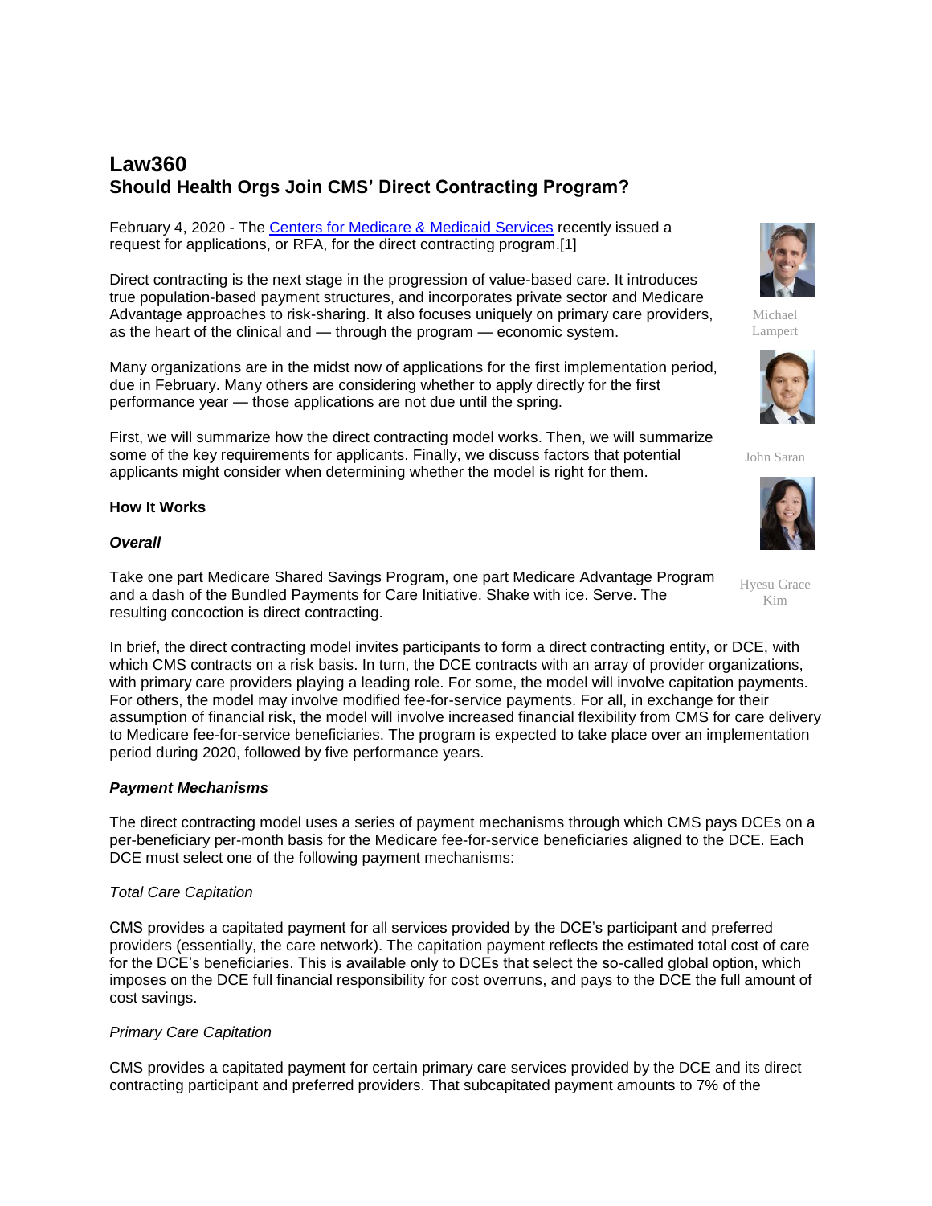# Law360

## Should Health Orgs Join CMS' Direct Contracting Program?

February 4, 2020 - The Centers for Medicare & Medicaid Services recently issued a request for applications, or RFA, for the direct contracting program.[1]

Michael Lampert

John Saran

Hyesu Grace Kim

Direct contracting is the next stage in the progression of value-based care. It introduces true population-based payment structures, and incorporates private sector and Medicare Advantage approaches to risk-sharing. It also focuses uniquely on primary care providers, as the heart of the clinical and — through the program — economic system.

Many organizations are in the midst now of applications for the first implementation period, due in February. Many others are considering whether to apply directly for the first performance year — those applications are not due until the spring.

First, we will summarize how the direct contracting model works. Then, we will summarize some of the key requirements for applicants. Finally, we discuss factors that potential applicants might consider when determining whether the model is right for them.

### How It Works

#### *Overall*

Take one part Medicare Shared Savings Program, one part Medicare Advantage Program and a dash of the Bundled Payments for Care Initiative. Shake with ice. Serve. The resulting concoction is direct contracting.

In brief, the direct contracting model invites participants to form a direct contracting entity, or DCE, with which CMS contracts on a risk basis. In turn, the DCE contracts with an array of provider organizations, with primary care providers playing a leading role. For some, the model will involve capitation payments. For others, the model may involve modified fee-for-service payments. For all, in exchange for their assumption of financial risk, the model will involve increased financial flexibility from CMS for care delivery to Medicare fee-for-service beneficiaries. The program is expected to take place over an implementation period during 2020, followed by five performance years.

#### *Payment Mechanisms*

The direct contracting model uses a series of payment mechanisms through which CMS pays DCEs on a per-beneficiary per-month basis for the Medicare fee-for-service beneficiaries aligned to the DCE. Each DCE must select one of the following payment mechanisms:

*Total Care Capitation*

CMS provides a capitated payment for all services provided by the DCE's participant and preferred providers (essentially, the care network). The capitation payment reflects the estimated total cost of care for the DCE's beneficiaries. This is available only to DCEs that select the so-called global option, which imposes on the DCE full financial responsibility for cost overruns, and pays to the DCE the full amount of cost savings.

*Primary Care Capitation*

CMS provides a capitated payment for certain primary care services provided by the DCE and its direct contracting participant and preferred providers. That subcapitated payment amounts to 7% of the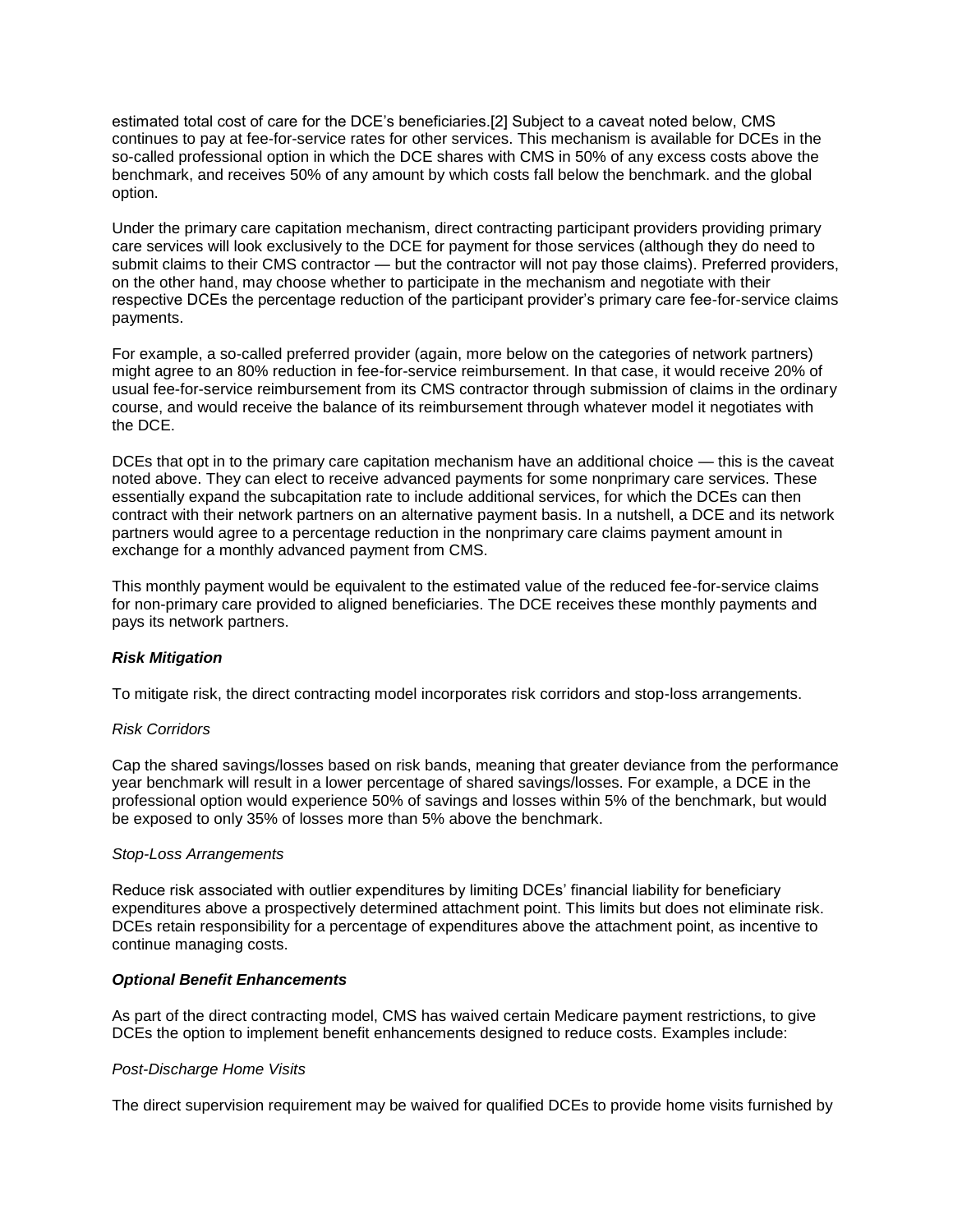estimated total cost of care for the DCE's beneficiaries.[2] Subject to a caveat noted below, CMS continues to pay at fee-for-service rates for other services. This mechanism is available for DCEs in the so-called professional option in which the DCE shares with CMS in 50% of any excess costs above the benchmark, and receives 50% of any amount by which costs fall below the benchmark. and the global option.

Under the primary care capitation mechanism, direct contracting participant providers providing primary care services will look exclusively to the DCE for payment for those services (although they do need to submit claims to their CMS contractor — but the contractor will not pay those claims). Preferred providers, on the other hand, may choose whether to participate in the mechanism and negotiate with their respective DCEs the percentage reduction of the participant provider's primary care fee-for-service claims payments.

For example, a so-called preferred provider (again, more below on the categories of network partners) might agree to an 80% reduction in fee-for-service reimbursement. In that case, it would receive 20% of usual fee-for-service reimbursement from its CMS contractor through submission of claims in the ordinary course, and would receive the balance of its reimbursement through whatever model it negotiates with the DCE.

DCEs that opt in to the primary care capitation mechanism have an additional choice — this is the caveat noted above. They can elect to receive advanced payments for some nonprimary care services. These essentially expand the subcapitation rate to include additional services, for which the DCEs can then contract with their network partners on an alternative payment basis. In a nutshell, a DCE and its network partners would agree to a percentage reduction in the nonprimary care claims payment amount in exchange for a monthly advanced payment from CMS.

This monthly payment would be equivalent to the estimated value of the reduced fee-for-service claims for non-primary care provided to aligned beneficiaries. The DCE receives these monthly payments and pays its network partners.

### ***Risk Mitigation***

To mitigate risk, the direct contracting model incorporates risk corridors and stop-loss arrangements.

#### *Risk Corridors*

Cap the shared savings/losses based on risk bands, meaning that greater deviance from the performance year benchmark will result in a lower percentage of shared savings/losses. For example, a DCE in the professional option would experience 50% of savings and losses within 5% of the benchmark, but would be exposed to only 35% of losses more than 5% above the benchmark.

#### *Stop-Loss Arrangements*

Reduce risk associated with outlier expenditures by limiting DCEs' financial liability for beneficiary expenditures above a prospectively determined attachment point. This limits but does not eliminate risk. DCEs retain responsibility for a percentage of expenditures above the attachment point, as incentive to continue managing costs.

### ***Optional Benefit Enhancements***

As part of the direct contracting model, CMS has waived certain Medicare payment restrictions, to give DCEs the option to implement benefit enhancements designed to reduce costs. Examples include:

#### *Post-Discharge Home Visits*

The direct supervision requirement may be waived for qualified DCEs to provide home visits furnished by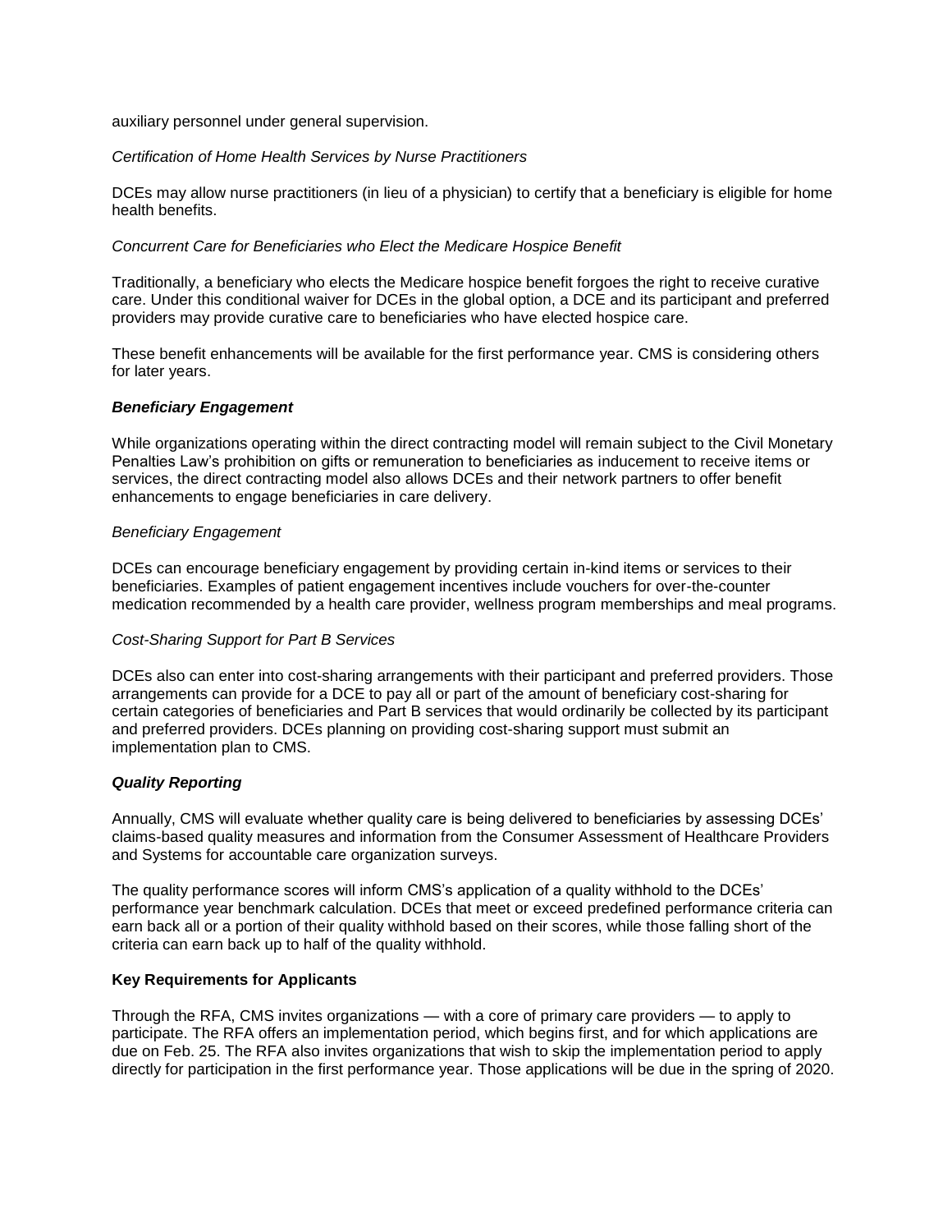auxiliary personnel under general supervision.

*Certification of Home Health Services by Nurse Practitioners*

DCEs may allow nurse practitioners (in lieu of a physician) to certify that a beneficiary is eligible for home health benefits.

*Concurrent Care for Beneficiaries who Elect the Medicare Hospice Benefit*

Traditionally, a beneficiary who elects the Medicare hospice benefit forgoes the right to receive curative care. Under this conditional waiver for DCEs in the global option, a DCE and its participant and preferred providers may provide curative care to beneficiaries who have elected hospice care.

These benefit enhancements will be available for the first performance year. CMS is considering others for later years.

***Beneficiary Engagement***

While organizations operating within the direct contracting model will remain subject to the Civil Monetary Penalties Law's prohibition on gifts or remuneration to beneficiaries as inducement to receive items or services, the direct contracting model also allows DCEs and their network partners to offer benefit enhancements to engage beneficiaries in care delivery.

*Beneficiary Engagement*

DCEs can encourage beneficiary engagement by providing certain in-kind items or services to their beneficiaries. Examples of patient engagement incentives include vouchers for over-the-counter medication recommended by a health care provider, wellness program memberships and meal programs.

*Cost-Sharing Support for Part B Services*

DCEs also can enter into cost-sharing arrangements with their participant and preferred providers. Those arrangements can provide for a DCE to pay all or part of the amount of beneficiary cost-sharing for certain categories of beneficiaries and Part B services that would ordinarily be collected by its participant and preferred providers. DCEs planning on providing cost-sharing support must submit an implementation plan to CMS.

***Quality Reporting***

Annually, CMS will evaluate whether quality care is being delivered to beneficiaries by assessing DCEs' claims-based quality measures and information from the Consumer Assessment of Healthcare Providers and Systems for accountable care organization surveys.

The quality performance scores will inform CMS's application of a quality withhold to the DCEs' performance year benchmark calculation. DCEs that meet or exceed predefined performance criteria can earn back all or a portion of their quality withhold based on their scores, while those falling short of the criteria can earn back up to half of the quality withhold.

**Key Requirements for Applicants**

Through the RFA, CMS invites organizations — with a core of primary care providers — to apply to participate. The RFA offers an implementation period, which begins first, and for which applications are due on Feb. 25. The RFA also invites organizations that wish to skip the implementation period to apply directly for participation in the first performance year. Those applications will be due in the spring of 2020.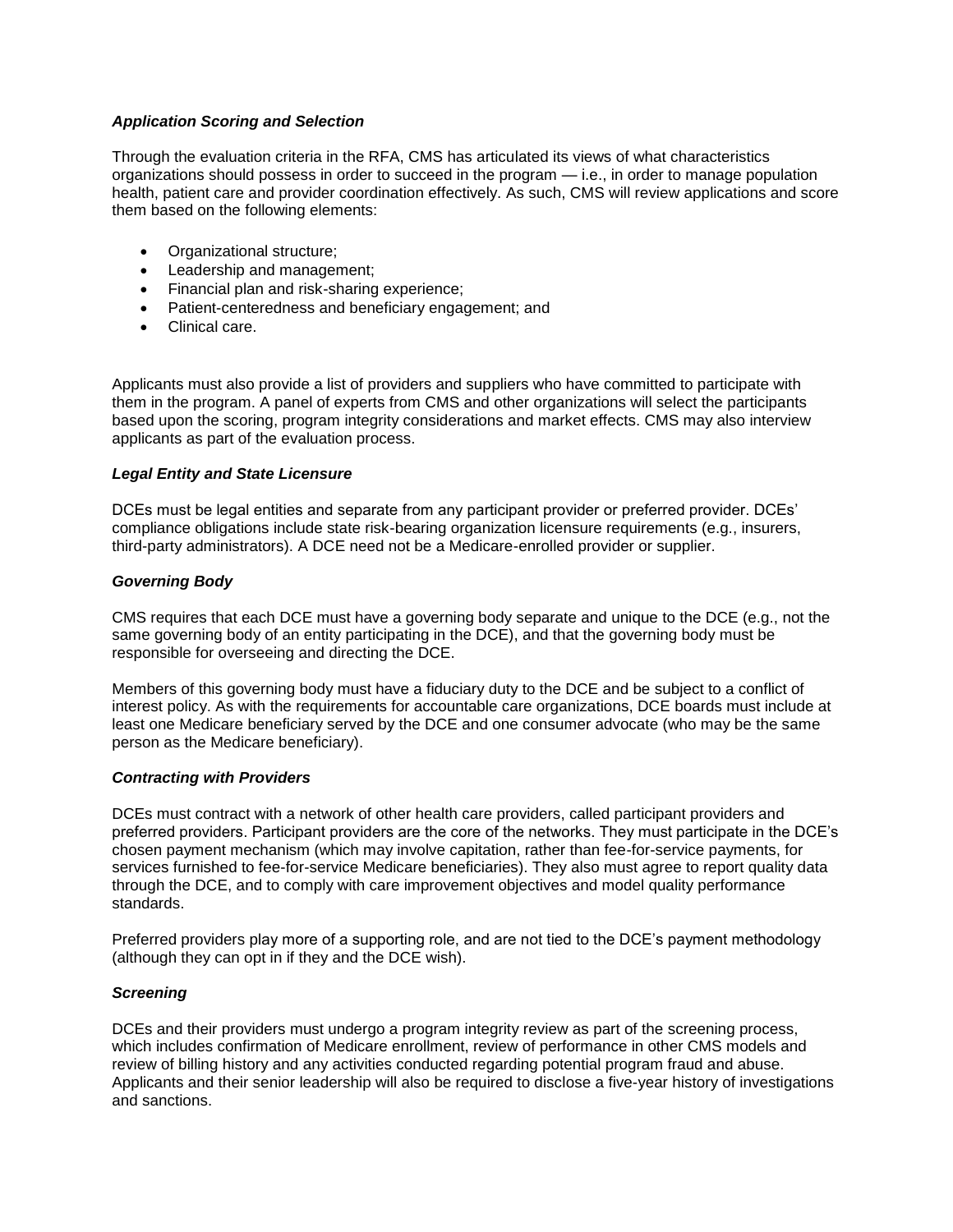### *Application Scoring and Selection*

Through the evaluation criteria in the RFA, CMS has articulated its views of what characteristics organizations should possess in order to succeed in the program — i.e., in order to manage population health, patient care and provider coordination effectively. As such, CMS will review applications and score them based on the following elements:

- Organizational structure;
- Leadership and management;
- Financial plan and risk-sharing experience;
- Patient-centeredness and beneficiary engagement; and
- Clinical care.

Applicants must also provide a list of providers and suppliers who have committed to participate with them in the program. A panel of experts from CMS and other organizations will select the participants based upon the scoring, program integrity considerations and market effects. CMS may also interview applicants as part of the evaluation process.

### *Legal Entity and State Licensure*

DCEs must be legal entities and separate from any participant provider or preferred provider. DCEs' compliance obligations include state risk-bearing organization licensure requirements (e.g., insurers, third-party administrators). A DCE need not be a Medicare-enrolled provider or supplier.

### *Governing Body*

CMS requires that each DCE must have a governing body separate and unique to the DCE (e.g., not the same governing body of an entity participating in the DCE), and that the governing body must be responsible for overseeing and directing the DCE.

Members of this governing body must have a fiduciary duty to the DCE and be subject to a conflict of interest policy. As with the requirements for accountable care organizations, DCE boards must include at least one Medicare beneficiary served by the DCE and one consumer advocate (who may be the same person as the Medicare beneficiary).

### *Contracting with Providers*

DCEs must contract with a network of other health care providers, called participant providers and preferred providers. Participant providers are the core of the networks. They must participate in the DCE's chosen payment mechanism (which may involve capitation, rather than fee-for-service payments, for services furnished to fee-for-service Medicare beneficiaries). They also must agree to report quality data through the DCE, and to comply with care improvement objectives and model quality performance standards.

Preferred providers play more of a supporting role, and are not tied to the DCE's payment methodology (although they can opt in if they and the DCE wish).

### *Screening*

DCEs and their providers must undergo a program integrity review as part of the screening process, which includes confirmation of Medicare enrollment, review of performance in other CMS models and review of billing history and any activities conducted regarding potential program fraud and abuse. Applicants and their senior leadership will also be required to disclose a five-year history of investigations and sanctions.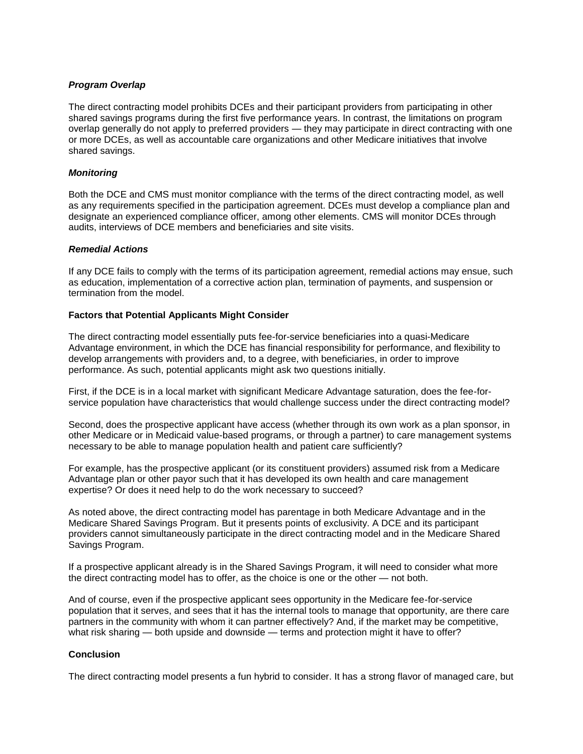***Program Overlap***

The direct contracting model prohibits DCEs and their participant providers from participating in other shared savings programs during the first five performance years. In contrast, the limitations on program overlap generally do not apply to preferred providers — they may participate in direct contracting with one or more DCEs, as well as accountable care organizations and other Medicare initiatives that involve shared savings.

***Monitoring***

Both the DCE and CMS must monitor compliance with the terms of the direct contracting model, as well as any requirements specified in the participation agreement. DCEs must develop a compliance plan and designate an experienced compliance officer, among other elements. CMS will monitor DCEs through audits, interviews of DCE members and beneficiaries and site visits.

***Remedial Actions***

If any DCE fails to comply with the terms of its participation agreement, remedial actions may ensue, such as education, implementation of a corrective action plan, termination of payments, and suspension or termination from the model.

**Factors that Potential Applicants Might Consider**

The direct contracting model essentially puts fee-for-service beneficiaries into a quasi-Medicare Advantage environment, in which the DCE has financial responsibility for performance, and flexibility to develop arrangements with providers and, to a degree, with beneficiaries, in order to improve performance. As such, potential applicants might ask two questions initially.

First, if the DCE is in a local market with significant Medicare Advantage saturation, does the fee-for-service population have characteristics that would challenge success under the direct contracting model?

Second, does the prospective applicant have access (whether through its own work as a plan sponsor, in other Medicare or in Medicaid value-based programs, or through a partner) to care management systems necessary to be able to manage population health and patient care sufficiently?

For example, has the prospective applicant (or its constituent providers) assumed risk from a Medicare Advantage plan or other payor such that it has developed its own health and care management expertise? Or does it need help to do the work necessary to succeed?

As noted above, the direct contracting model has parentage in both Medicare Advantage and in the Medicare Shared Savings Program. But it presents points of exclusivity. A DCE and its participant providers cannot simultaneously participate in the direct contracting model and in the Medicare Shared Savings Program.

If a prospective applicant already is in the Shared Savings Program, it will need to consider what more the direct contracting model has to offer, as the choice is one or the other — not both.

And of course, even if the prospective applicant sees opportunity in the Medicare fee-for-service population that it serves, and sees that it has the internal tools to manage that opportunity, are there care partners in the community with whom it can partner effectively? And, if the market may be competitive, what risk sharing — both upside and downside — terms and protection might it have to offer?

**Conclusion**

The direct contracting model presents a fun hybrid to consider. It has a strong flavor of managed care, but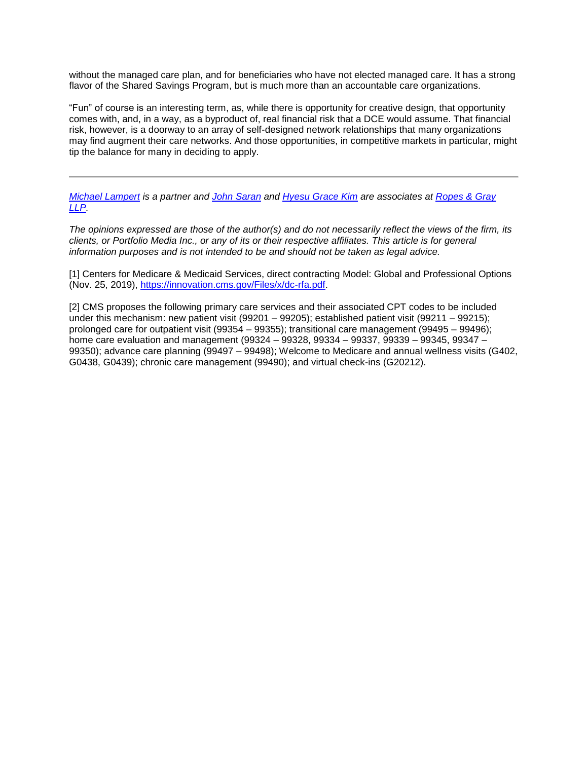without the managed care plan, and for beneficiaries who have not elected managed care. It has a strong flavor of the Shared Savings Program, but is much more than an accountable care organizations.

“Fun” of course is an interesting term, as, while there is opportunity for creative design, that opportunity comes with, and, in a way, as a byproduct of, real financial risk that a DCE would assume. That financial risk, however, is a doorway to an array of self-designed network relationships that many organizations may find augment their care networks. And those opportunities, in competitive markets in particular, might tip the balance for many in deciding to apply.

---

*Michael Lampert is a partner and John Saran and Hyesu Grace Kim are associates at Ropes & Gray LLP.*

*The opinions expressed are those of the author(s) and do not necessarily reflect the views of the firm, its clients, or Portfolio Media Inc., or any of its or their respective affiliates. This article is for general information purposes and is not intended to be and should not be taken as legal advice.*

[1] Centers for Medicare & Medicaid Services, direct contracting Model: Global and Professional Options (Nov. 25, 2019), https://innovation.cms.gov/Files/x/dc-rfa.pdf.

[2] CMS proposes the following primary care services and their associated CPT codes to be included under this mechanism: new patient visit (99201 – 99205); established patient visit (99211 – 99215); prolonged care for outpatient visit (99354 – 99355); transitional care management (99495 – 99496); home care evaluation and management (99324 – 99328, 99334 – 99337, 99339 – 99345, 99347 – 99350); advance care planning (99497 – 99498); Welcome to Medicare and annual wellness visits (G402, G0438, G0439); chronic care management (99490); and virtual check-ins (G20212).